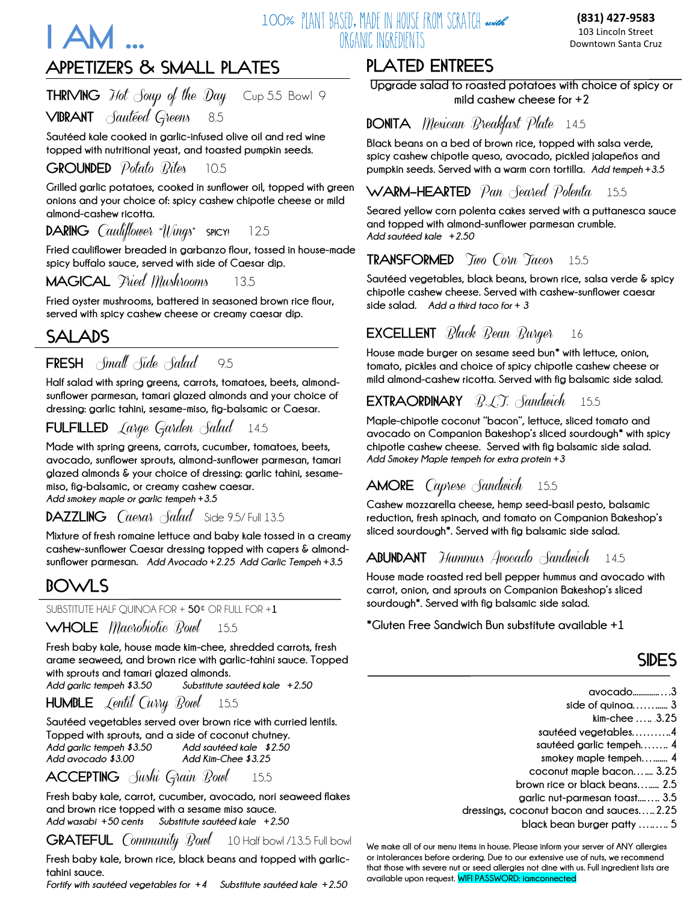# I AM ...

100% PLANT BASED, MADE IN HOUSE FROM SCRATCH *with* ORGANIC INGREDIENTS

**(831) 427-9583**
103 Lincoln Street
Downtown Santa Cruz

## APPETIZERS & SMALL PLATES

**THRIVING** *Hot Soup of the Day* Cup 5.5 Bowl 9

**VIBRANT** *Sautéed Greens* 8.5

Sautéed kale cooked in garlic-infused olive oil and red wine topped with nutritional yeast, and toasted pumpkin seeds.

**GROUNDED** *Potato Bites* 10.5

Grilled garlic potatoes, cooked in sunflower oil, topped with green onions and your choice of: spicy cashew chipotle cheese or mild almond-cashew ricotta.

**DARING** *Cauliflower "Wings"* SPICY! 12.5

Fried cauliflower breaded in garbanzo flour, tossed in house-made spicy buffalo sauce, served with side of Caesar dip.

**MAGICAL** *Fried Mushrooms* 13.5

Fried oyster mushrooms, battered in seasoned brown rice flour, served with spicy cashew cheese or creamy caesar dip.

## SALADS

**FRESH** *Small Side Salad* 9.5

Half salad with spring greens, carrots, tomatoes, beets, almond-sunflower parmesan, tamari glazed almonds and your choice of dressing: garlic tahini, sesame-miso, fig-balsamic or Caesar.

**FULFILLED** *Large Garden Salad* 14.5

Made with spring greens, carrots, cucumber, tomatoes, beets, avocado, sunflower sprouts, almond-sunflower parmesan, tamari glazed almonds & your choice of dressing: garlic tahini, sesame-miso, fig-balsamic, or creamy cashew caesar.
*Add smokey maple or garlic tempeh +3.5*

**DAZZLING** *Caesar Salad* Side 9.5/ Full 13.5

Mixture of fresh romaine lettuce and baby kale tossed in a creamy cashew-sunflower Caesar dressing topped with capers & almond-sunflower parmesan. *Add Avocado +2.25 Add Garlic Tempeh +3.5*

## BOWLS

SUBSTITUTE HALF QUINOA FOR + 50¢ OR FULL FOR +1

**WHOLE** *Macrobiotic Bowl* 15.5

Fresh baby kale, house made kim-chee, shredded carrots, fresh arame seaweed, and brown rice with garlic-tahini sauce. Topped with sprouts and tamari glazed almonds.
*Add garlic tempeh $3.50* *Substitute sautéed kale +2.50*

**HUMBLE** *Lentil Curry Bowl* 15.5

Sautéed vegetables served over brown rice with curried lentils. Topped with sprouts, and a side of coconut chutney.
*Add garlic tempeh $3.50* *Add sautéed kale $2.50*
*Add avocado $3.00* *Add Kim-Chee $3.25*

**ACCEPTING** *Sushi Grain Bowl* 15.5

Fresh baby kale, carrot, cucumber, avocado, nori seaweed flakes and brown rice topped with a sesame miso sauce.
*Add wasabi +50 cents* *Substitute sautéed kale +2.50*

**GRATEFUL** *Community Bowl* 10 Half bowl /13.5 Full bowl

Fresh baby kale, brown rice, black beans and topped with garlic-tahini sauce.
*Fortify with sautéed vegetables for +4* *Substitute sautéed kale +2.50*

## PLATED ENTREES

Upgrade salad to roasted potatoes with choice of spicy or mild cashew cheese for +2

**BONITA** *Mexican Breakfast Plate* 14.5

Black beans on a bed of brown rice, topped with salsa verde, spicy cashew chipotle queso, avocado, pickled jalapeños and pumpkin seeds. Served with a warm corn tortilla. *Add tempeh +3.5*

**WARM-HEARTED** *Pan Seared Polenta* 15.5

Seared yellow corn polenta cakes served with a puttanesca sauce and topped with almond-sunflower parmesan crumble.
*Add sautéed kale +2.50*

**TRANSFORMED** *Two Corn Tacos* 15.5

Sautéed vegetables, black beans, brown rice, salsa verde & spicy chipotle cashew cheese. Served with cashew-sunflower caesar side salad. *Add a third taco for + 3*

**EXCELLENT** *Black Bean Burger* 16

House made burger on sesame seed bun* with lettuce, onion, tomato, pickles and choice of spicy chipotle cashew cheese or mild almond-cashew ricotta. Served with fig balsamic side salad.

**EXTRAORDINARY** *B.L.T. Sandwich* 15.5

Maple-chipotle coconut "bacon", lettuce, sliced tomato and avocado on Companion Bakeshop's sliced sourdough* with spicy chipotle cashew cheese. Served with fig balsamic side salad.
*Add Smokey Maple tempeh for extra protein +3*

**AMORE** *Caprese Sandwich* 15.5

Cashew mozzarella cheese, hemp seed-basil pesto, balsamic reduction, fresh spinach, and tomato on Companion Bakeshop's sliced sourdough*. Served with fig balsamic side salad.

**ABUNDANT** *Hummus Avocado Sandwich* 14.5

House made roasted red bell pepper hummus and avocado with carrot, onion, and sprouts on Companion Bakeshop's sliced sourdough*. Served with fig balsamic side salad.

*Gluten Free Sandwich Bun substitute available +1

## SIDES

- avocado............3
- side of quinoa.......... 3
- kim-chee ..... 3.25
- sautéed vegetables..........4
- sautéed garlic tempeh........ 4
- smokey maple tempeh.......... 4
- coconut maple bacon......... 3.25
- brown rice or black beans........ 2.5
- garlic nut-parmesan toast.......... 3.5
- dressings, coconut bacon and sauces.......2.25
- black bean burger patty ......... 5

We make all of our menu items in house. Please inform your server of ANY allergies or intolerances before ordering. Due to our extensive use of nuts, we recommend that those with severe nut or seed allergies not dine with us. Full ingredient lists are available upon request. WIFI PASSWORD: iamconnected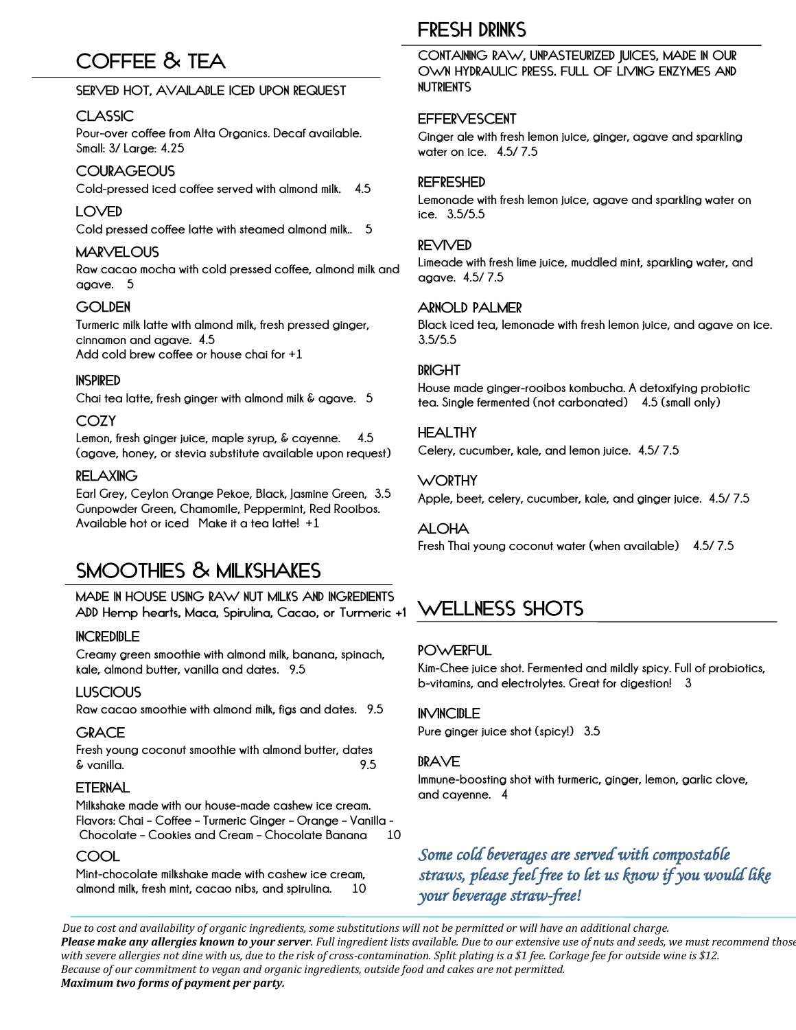# COFFEE & TEA

SERVED HOT, AVAILABLE ICED UPON REQUEST

### CLASSIC

Pour-over coffee from Alta Organics. Decaf available.
Small: 3/ Large: 4.25

### COURAGEOUS

Cold-pressed iced coffee served with almond milk. 4.5

### LOVED

Cold pressed coffee latte with steamed almond milk.. 5

### MARVELOUS

Raw cacao mocha with cold pressed coffee, almond milk and agave. 5

### GOLDEN

Turmeric milk latte with almond milk, fresh pressed ginger, cinnamon and agave. 4.5
Add cold brew coffee or house chai for +1

### INSPIRED

Chai tea latte, fresh ginger with almond milk & agave. 5

### COZY

Lemon, fresh ginger juice, maple syrup, & cayenne. 4.5
(agave, honey, or stevia substitute available upon request)

### RELAXING

Earl Grey, Ceylon Orange Pekoe, Black, Jasmine Green, Gunpowder Green, Chamomile, Peppermint, Red Rooibos. 3.5
Available hot or iced Make it a tea latte! +1

# SMOOTHIES & MILKSHAKES

MADE IN HOUSE USING RAW NUT MILKS AND INGREDIENTS
ADD Hemp hearts, Maca, Spirulina, Cacao, or Turmeric +1

### INCREDIBLE

Creamy green smoothie with almond milk, banana, spinach, kale, almond butter, vanilla and dates. 9.5

### LUSCIOUS

Raw cacao smoothie with almond milk, figs and dates. 9.5

### GRACE

Fresh young coconut smoothie with almond butter, dates & vanilla. 9.5

### ETERNAL

Milkshake made with our house-made cashew ice cream.
Flavors: Chai – Coffee – Turmeric Ginger – Orange – Vanilla – Chocolate – Cookies and Cream – Chocolate Banana 10

### COOL

Mint-chocolate milkshake made with cashew ice cream, almond milk, fresh mint, cacao nibs, and spirulina. 10

# FRESH DRINKS

CONTAINING RAW, UNPASTEURIZED JUICES, MADE IN OUR OWN HYDRAULIC PRESS. FULL OF LIVING ENZYMES AND NUTRIENTS

### EFFERVESCENT

Ginger ale with fresh lemon juice, ginger, agave and sparkling water on ice. 4.5/ 7.5

### REFRESHED

Lemonade with fresh lemon juice, agave and sparkling water on ice. 3.5/5.5

### REVIVED

Limeade with fresh lime juice, muddled mint, sparkling water, and agave. 4.5/ 7.5

### ARNOLD PALMER

Black iced tea, lemonade with fresh lemon juice, and agave on ice. 3.5/5.5

### BRIGHT

House made ginger-rooibos kombucha. A detoxifying probiotic tea. Single fermented (not carbonated) 4.5 (small only)

### HEALTHY

Celery, cucumber, kale, and lemon juice. 4.5/ 7.5

### WORTHY

Apple, beet, celery, cucumber, kale, and ginger juice. 4.5/ 7.5

### ALOHA

Fresh Thai young coconut water (when available) 4.5/ 7.5

# WELLNESS SHOTS

### POWERFUL

Kim-Chee juice shot. Fermented and mildly spicy. Full of probiotics, b-vitamins, and electrolytes. Great for digestion! 3

### INVINCIBLE

Pure ginger juice shot (spicy!) 3.5

### BRAVE

Immune-boosting shot with turmeric, ginger, lemon, garlic clove, and cayenne. 4

*Some cold beverages are served with compostable straws, please feel free to let us know if you would like your beverage straw-free!*

*Due to cost and availability of organic ingredients, some substitutions will not be permitted or will have an additional charge.*
***Please make any allergies known to your server**. Full ingredient lists available. Due to our extensive use of nuts and seeds, we must recommend those with severe allergies not dine with us, due to the risk of cross-contamination. Split plating is a $1 fee. Corkage fee for outside wine is $12.*
*Because of our commitment to vegan and organic ingredients, outside food and cakes are not permitted.*
***Maximum two forms of payment per party.***